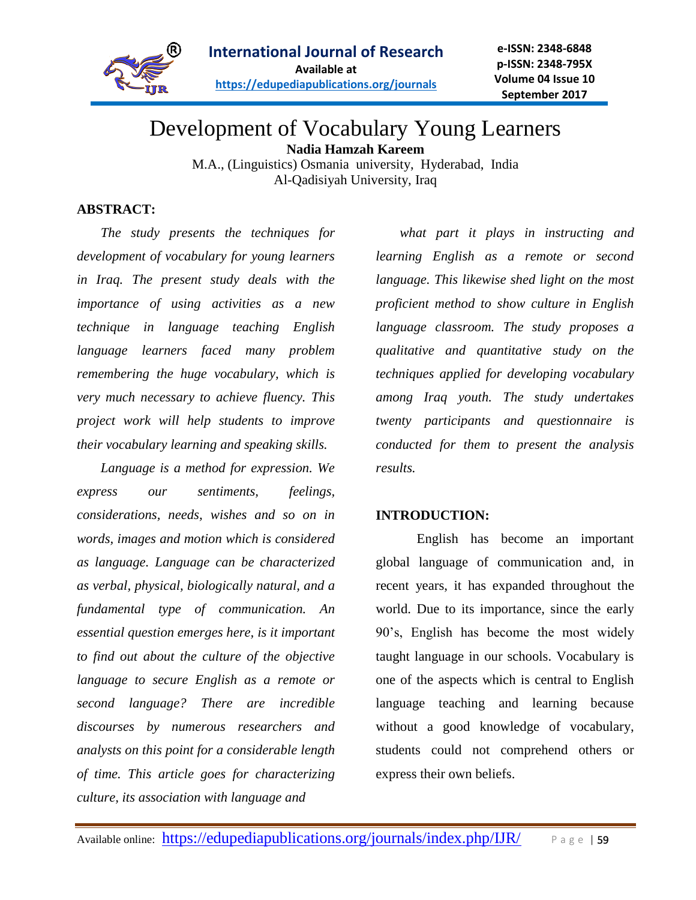# Development of Vocabulary Young Learners

**Nadia Hamzah Kareem**

M.A., (Linguistics) Osmania university, Hyderabad, India

Al-Qadisiyah University, Iraq

**ABSTRACT:**

*The study presents the techniques for development of vocabulary for young learners in Iraq. The present study deals with the importance of using activities as a new technique in language teaching English language learners faced many problem remembering the huge vocabulary, which is very much necessary to achieve fluency. This project work will help students to improve their vocabulary learning and speaking skills.*

*Language is a method for expression. We express our sentiments, feelings, considerations, needs, wishes and so on in words, images and motion which is considered as language. Language can be characterized as verbal, physical, biologically natural, and a fundamental type of communication. An essential question emerges here, is it important to find out about the culture of the objective language to secure English as a remote or second language? There are incredible discourses by numerous researchers and analysts on this point for a considerable length of time. This article goes for characterizing culture, its association with language and what part it plays in instructing and learning English as a remote or second language. This likewise shed light on the most proficient method to show culture in English language classroom. The study proposes a qualitative and quantitative study on the techniques applied for developing vocabulary among Iraq youth. The study undertakes twenty participants and questionnaire is conducted for them to present the analysis results.*

**INTRODUCTION:**

English has become an important global language of communication and, in recent years, it has expanded throughout the world. Due to its importance, since the early 90's, English has become the most widely taught language in our schools. Vocabulary is one of the aspects which is central to English language teaching and learning because without a good knowledge of vocabulary, students could not comprehend others or express their own beliefs.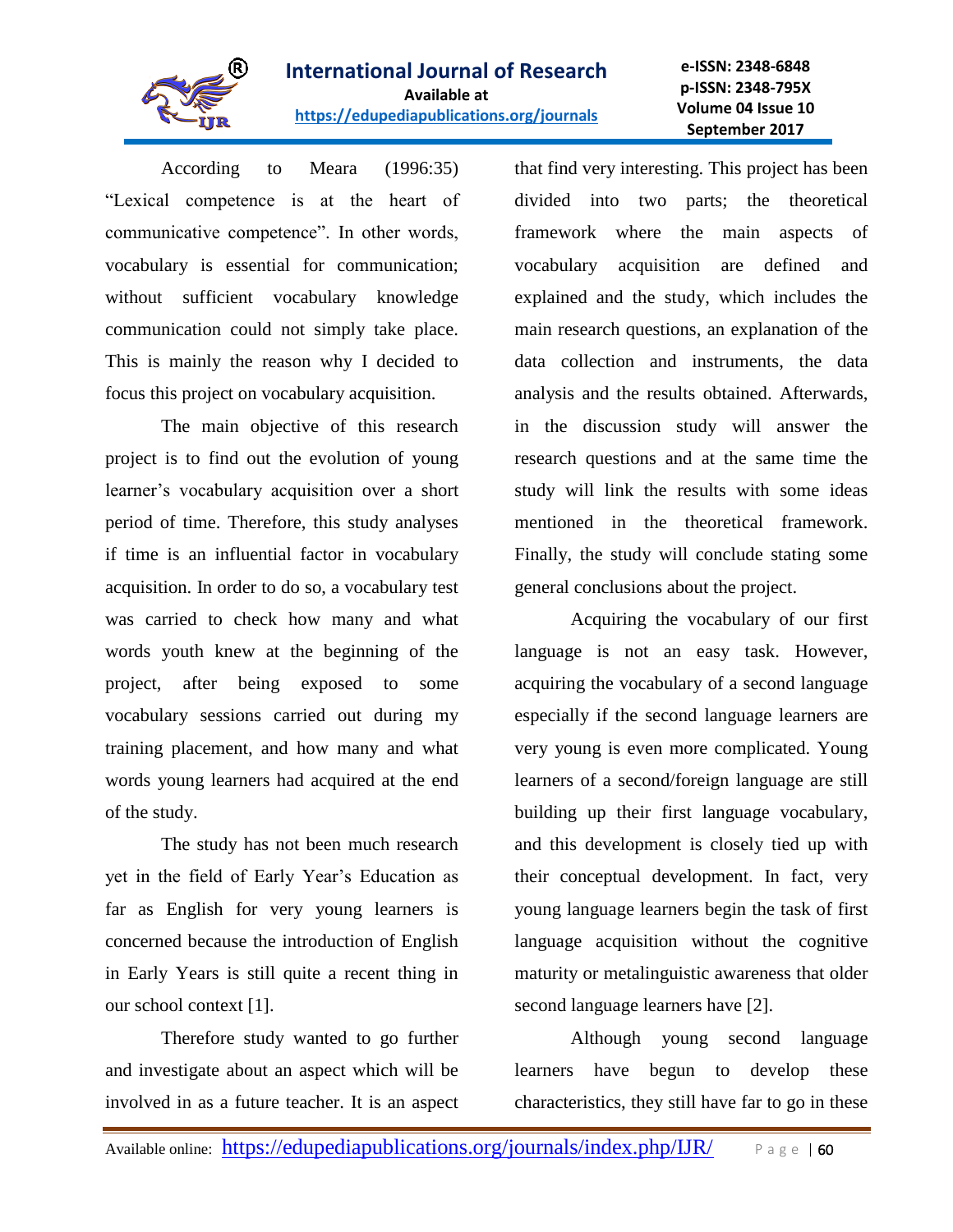According to Meara (1996:35) “Lexical competence is at the heart of communicative competence”. In other words, vocabulary is essential for communication; without sufficient vocabulary knowledge communication could not simply take place. This is mainly the reason why I decided to focus this project on vocabulary acquisition.

The main objective of this research project is to find out the evolution of young learner’s vocabulary acquisition over a short period of time. Therefore, this study analyses if time is an influential factor in vocabulary acquisition. In order to do so, a vocabulary test was carried to check how many and what words youth knew at the beginning of the project, after being exposed to some vocabulary sessions carried out during my training placement, and how many and what words young learners had acquired at the end of the study.

The study has not been much research yet in the field of Early Year’s Education as far as English for very young learners is concerned because the introduction of English in Early Years is still quite a recent thing in our school context [1].

Therefore study wanted to go further and investigate about an aspect which will be involved in as a future teacher. It is an aspect that find very interesting. This project has been divided into two parts; the theoretical framework where the main aspects of vocabulary acquisition are defined and explained and the study, which includes the main research questions, an explanation of the data collection and instruments, the data analysis and the results obtained. Afterwards, in the discussion study will answer the research questions and at the same time the study will link the results with some ideas mentioned in the theoretical framework. Finally, the study will conclude stating some general conclusions about the project.

Acquiring the vocabulary of our first language is not an easy task. However, acquiring the vocabulary of a second language especially if the second language learners are very young is even more complicated. Young learners of a second/foreign language are still building up their first language vocabulary, and this development is closely tied up with their conceptual development. In fact, very young language learners begin the task of first language acquisition without the cognitive maturity or metalinguistic awareness that older second language learners have [2].

Although young second language learners have begun to develop these characteristics, they still have far to go in these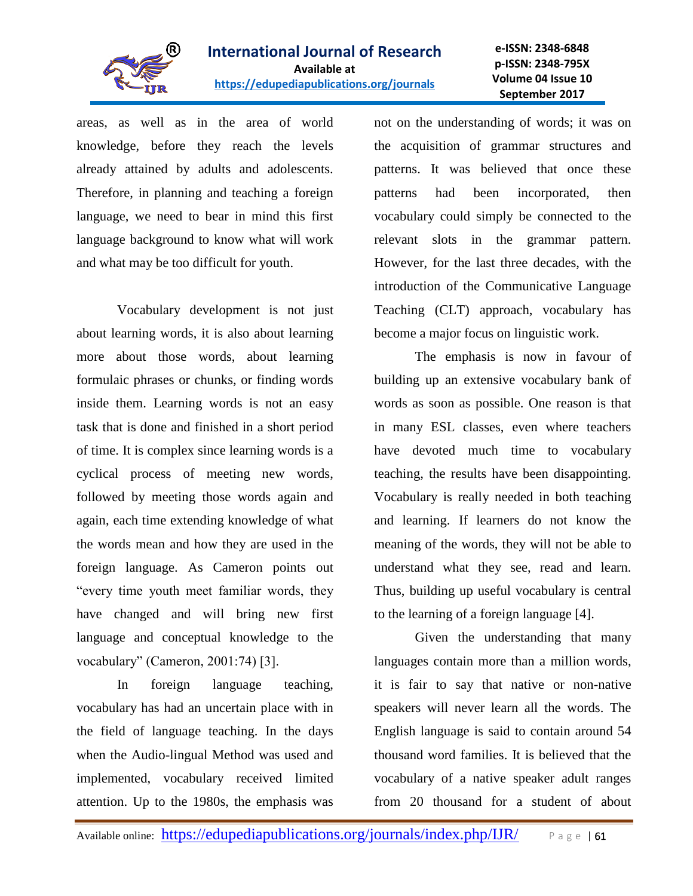areas, as well as in the area of world knowledge, before they reach the levels already attained by adults and adolescents. Therefore, in planning and teaching a foreign language, we need to bear in mind this first language background to know what will work and what may be too difficult for youth.

Vocabulary development is not just about learning words, it is also about learning more about those words, about learning formulaic phrases or chunks, or finding words inside them. Learning words is not an easy task that is done and finished in a short period of time. It is complex since learning words is a cyclical process of meeting new words, followed by meeting those words again and again, each time extending knowledge of what the words mean and how they are used in the foreign language. As Cameron points out "every time youth meet familiar words, they have changed and will bring new first language and conceptual knowledge to the vocabulary" (Cameron, 2001:74) [3].

In foreign language teaching, vocabulary has had an uncertain place with in the field of language teaching. In the days when the Audio-lingual Method was used and implemented, vocabulary received limited attention. Up to the 1980s, the emphasis was not on the understanding of words; it was on the acquisition of grammar structures and patterns. It was believed that once these patterns had been incorporated, then vocabulary could simply be connected to the relevant slots in the grammar pattern. However, for the last three decades, with the introduction of the Communicative Language Teaching (CLT) approach, vocabulary has become a major focus on linguistic work.

The emphasis is now in favour of building up an extensive vocabulary bank of words as soon as possible. One reason is that in many ESL classes, even where teachers have devoted much time to vocabulary teaching, the results have been disappointing. Vocabulary is really needed in both teaching and learning. If learners do not know the meaning of the words, they will not be able to understand what they see, read and learn. Thus, building up useful vocabulary is central to the learning of a foreign language [4].

Given the understanding that many languages contain more than a million words, it is fair to say that native or non-native speakers will never learn all the words. The English language is said to contain around 54 thousand word families. It is believed that the vocabulary of a native speaker adult ranges from 20 thousand for a student of about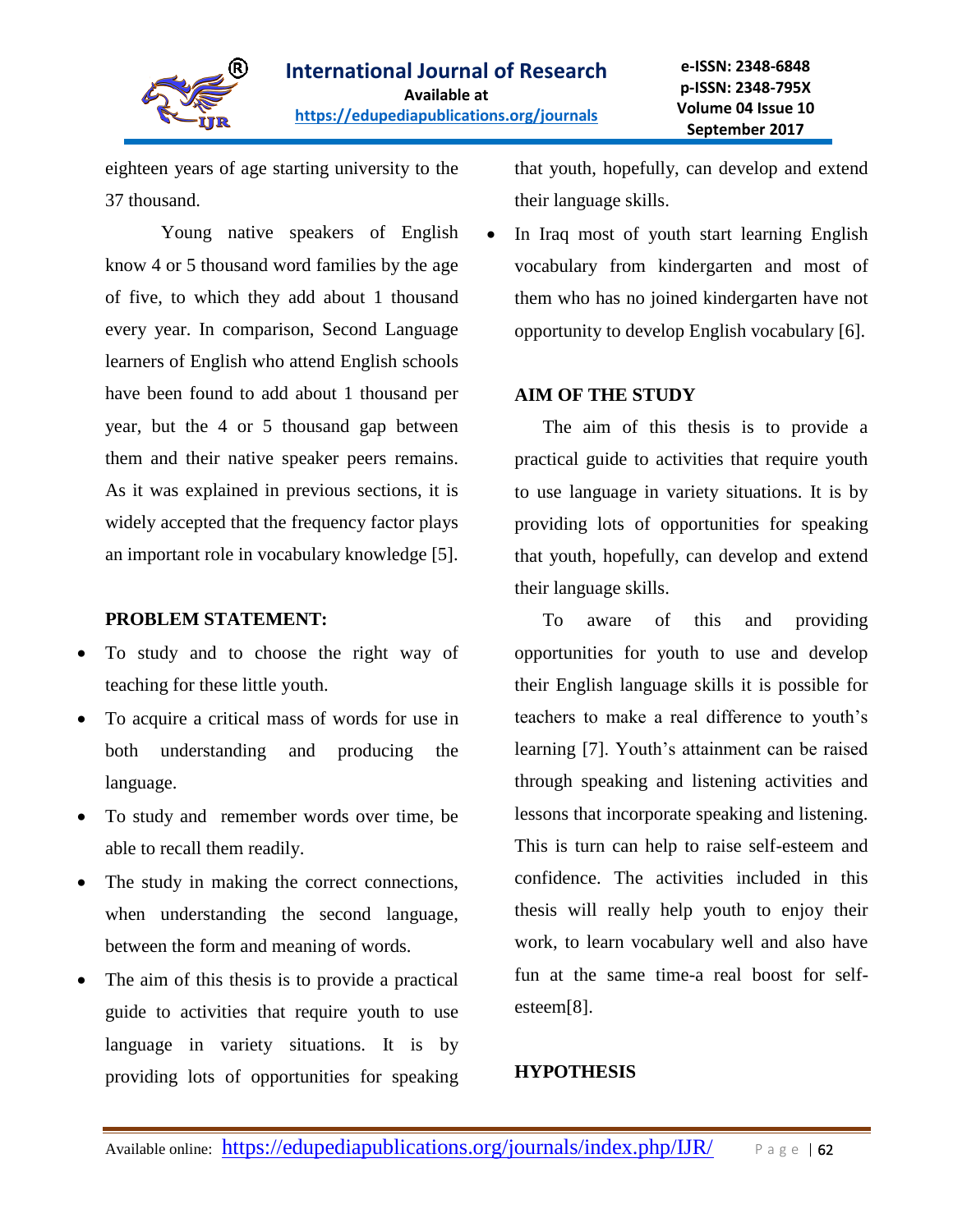eighteen years of age starting university to the 37 thousand.

Young native speakers of English know 4 or 5 thousand word families by the age of five, to which they add about 1 thousand every year. In comparison, Second Language learners of English who attend English schools have been found to add about 1 thousand per year, but the 4 or 5 thousand gap between them and their native speaker peers remains. As it was explained in previous sections, it is widely accepted that the frequency factor plays an important role in vocabulary knowledge [5].

## PROBLEM STATEMENT:

- To study and to choose the right way of teaching for these little youth.
- To acquire a critical mass of words for use in both understanding and producing the language.
- To study and remember words over time, be able to recall them readily.
- The study in making the correct connections, when understanding the second language, between the form and meaning of words.
- The aim of this thesis is to provide a practical guide to activities that require youth to use language in variety situations. It is by providing lots of opportunities for speaking that youth, hopefully, can develop and extend their language skills.
- In Iraq most of youth start learning English vocabulary from kindergarten and most of them who has no joined kindergarten have not opportunity to develop English vocabulary [6].

## AIM OF THE STUDY

The aim of this thesis is to provide a practical guide to activities that require youth to use language in variety situations. It is by providing lots of opportunities for speaking that youth, hopefully, can develop and extend their language skills.

To aware of this and providing opportunities for youth to use and develop their English language skills it is possible for teachers to make a real difference to youth's learning [7]. Youth's attainment can be raised through speaking and listening activities and lessons that incorporate speaking and listening. This is turn can help to raise self-esteem and confidence. The activities included in this thesis will really help youth to enjoy their work, to learn vocabulary well and also have fun at the same time-a real boost for self-esteem[8].

## HYPOTHESIS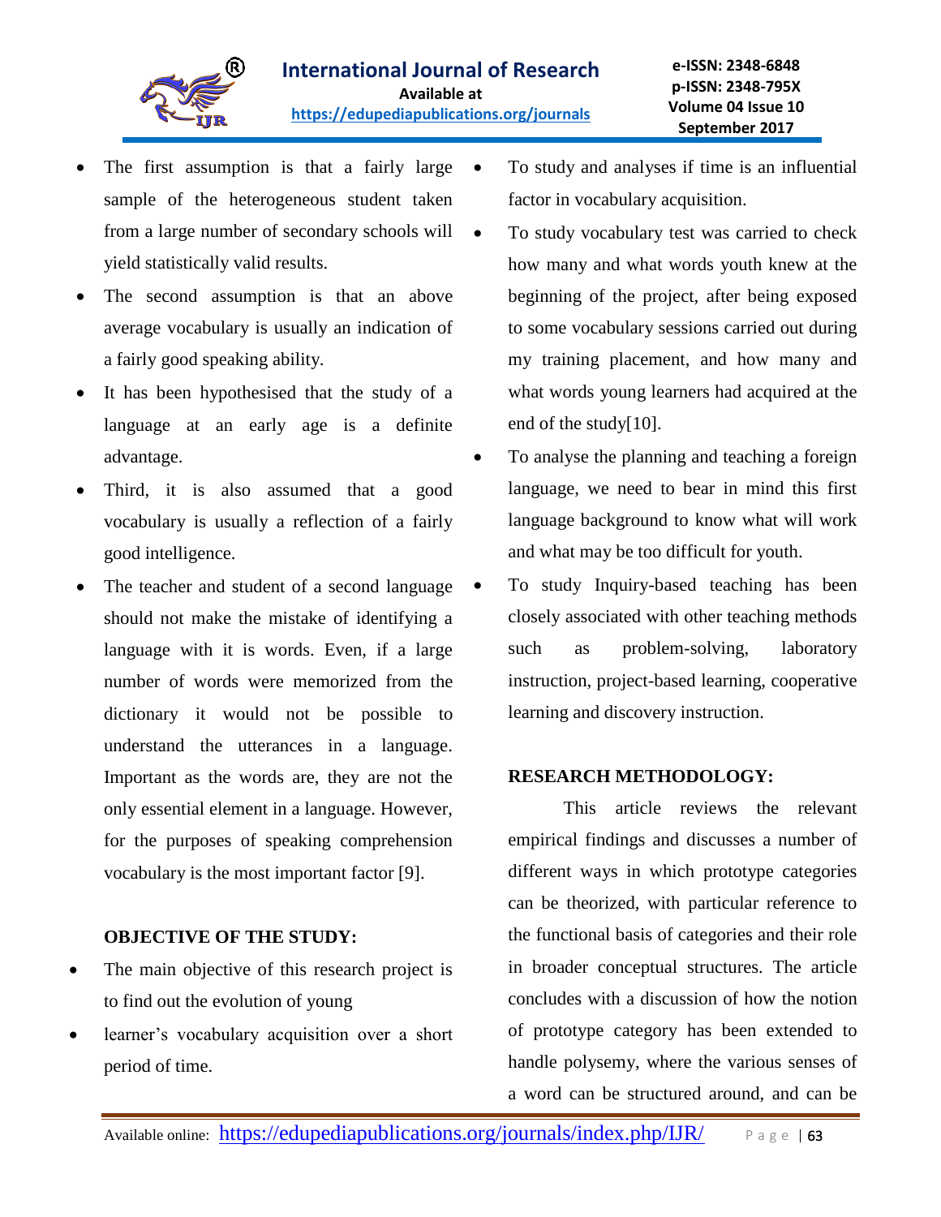- The first assumption is that a fairly large sample of the heterogeneous student taken from a large number of secondary schools will yield statistically valid results.
- The second assumption is that an above average vocabulary is usually an indication of a fairly good speaking ability.
- It has been hypothesised that the study of a language at an early age is a definite advantage.
- Third, it is also assumed that a good vocabulary is usually a reflection of a fairly good intelligence.
- The teacher and student of a second language should not make the mistake of identifying a language with it is words. Even, if a large number of words were memorized from the dictionary it would not be possible to understand the utterances in a language. Important as the words are, they are not the only essential element in a language. However, for the purposes of speaking comprehension vocabulary is the most important factor [9].

**OBJECTIVE OF THE STUDY:**

- The main objective of this research project is to find out the evolution of young
- learner's vocabulary acquisition over a short period of time.
- To study and analyses if time is an influential factor in vocabulary acquisition.
- To study vocabulary test was carried to check how many and what words youth knew at the beginning of the project, after being exposed to some vocabulary sessions carried out during my training placement, and how many and what words young learners had acquired at the end of the study[10].
- To analyse the planning and teaching a foreign language, we need to bear in mind this first language background to know what will work and what may be too difficult for youth.
- To study Inquiry-based teaching has been closely associated with other teaching methods such as problem-solving, laboratory instruction, project-based learning, cooperative learning and discovery instruction.

**RESEARCH METHODOLOGY:**

This article reviews the relevant empirical findings and discusses a number of different ways in which prototype categories can be theorized, with particular reference to the functional basis of categories and their role in broader conceptual structures. The article concludes with a discussion of how the notion of prototype category has been extended to handle polysemy, where the various senses of a word can be structured around, and can be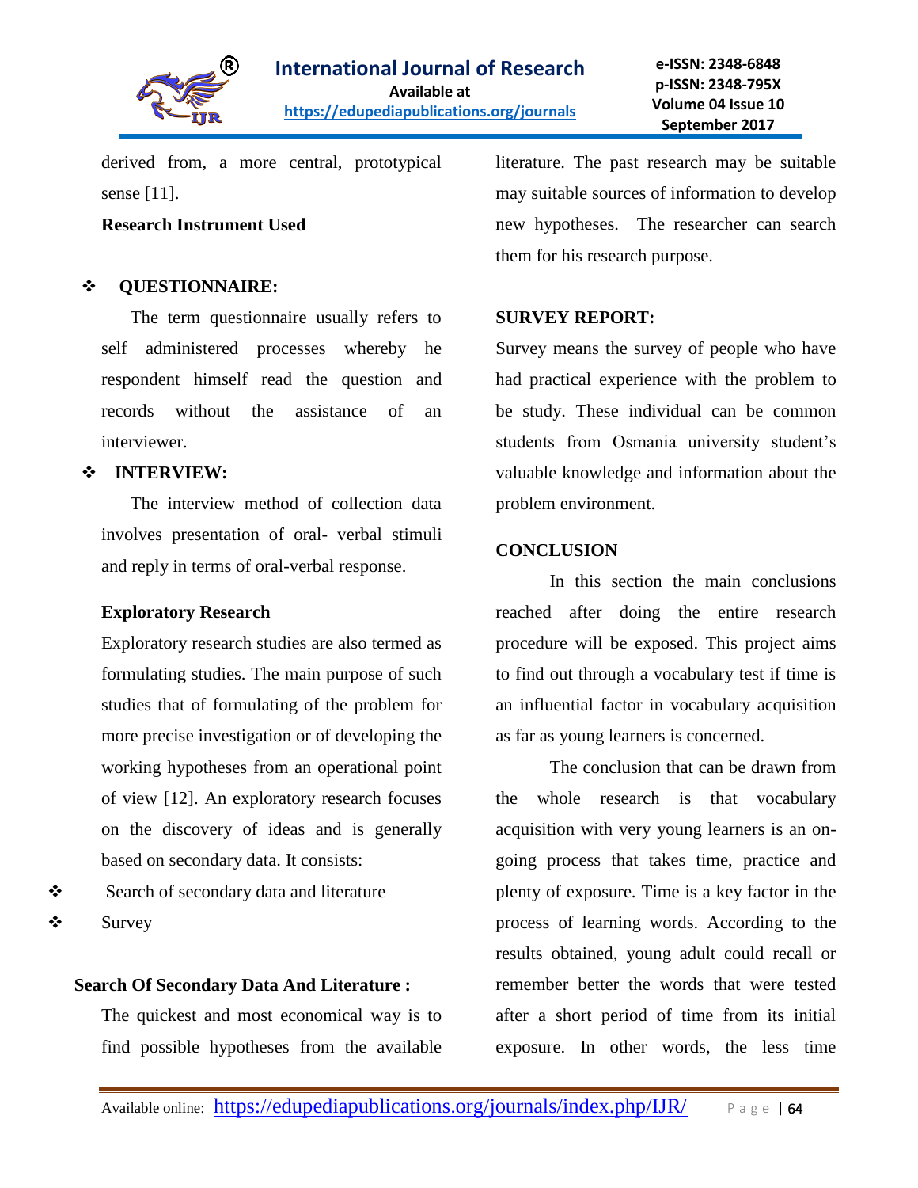derived from, a more central, prototypical sense [11].

**Research Instrument Used**

- **QUESTIONNAIRE:**

The term questionnaire usually refers to self administered processes whereby he respondent himself read the question and records without the assistance of an interviewer.

- **INTERVIEW:**

The interview method of collection data involves presentation of oral- verbal stimuli and reply in terms of oral-verbal response.

**Exploratory Research**

Exploratory research studies are also termed as formulating studies. The main purpose of such studies that of formulating of the problem for more precise investigation or of developing the working hypotheses from an operational point of view [12]. An exploratory research focuses on the discovery of ideas and is generally based on secondary data. It consists:

- Search of secondary data and literature
- Survey

**Search Of Secondary Data And Literature :**

The quickest and most economical way is to find possible hypotheses from the available literature. The past research may be suitable may suitable sources of information to develop new hypotheses. The researcher can search them for his research purpose.

**SURVEY REPORT:**

Survey means the survey of people who have had practical experience with the problem to be study. These individual can be common students from Osmania university student's valuable knowledge and information about the problem environment.

**CONCLUSION**

In this section the main conclusions reached after doing the entire research procedure will be exposed. This project aims to find out through a vocabulary test if time is an influential factor in vocabulary acquisition as far as young learners is concerned.

The conclusion that can be drawn from the whole research is that vocabulary acquisition with very young learners is an on-going process that takes time, practice and plenty of exposure. Time is a key factor in the process of learning words. According to the results obtained, young adult could recall or remember better the words that were tested after a short period of time from its initial exposure. In other words, the less time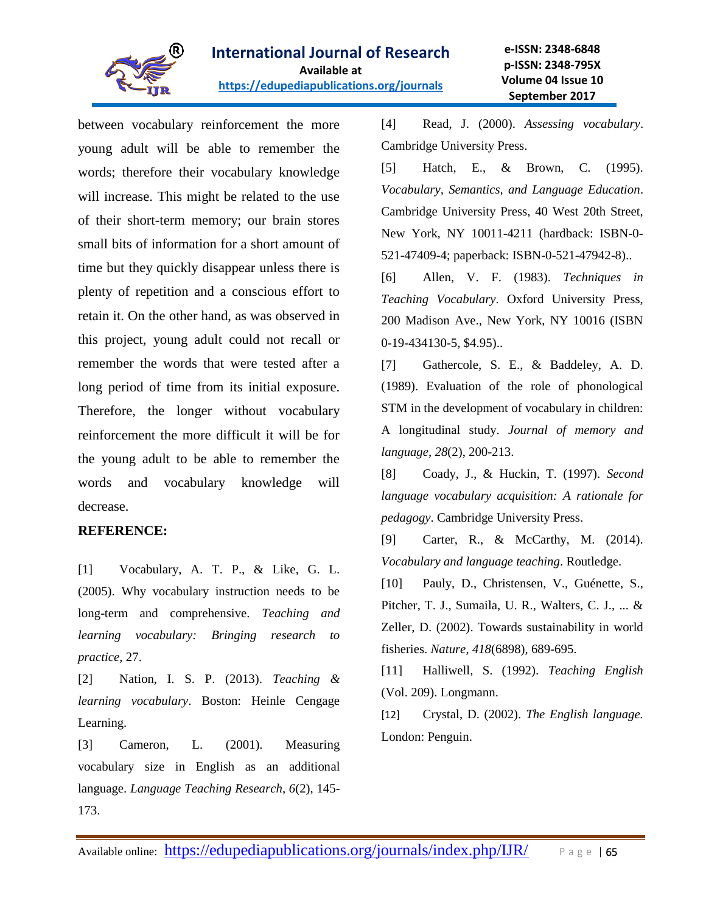between vocabulary reinforcement the more young adult will be able to remember the words; therefore their vocabulary knowledge will increase. This might be related to the use of their short-term memory; our brain stores small bits of information for a short amount of time but they quickly disappear unless there is plenty of repetition and a conscious effort to retain it. On the other hand, as was observed in this project, young adult could not recall or remember the words that were tested after a long period of time from its initial exposure. Therefore, the longer without vocabulary reinforcement the more difficult it will be for the young adult to be able to remember the words and vocabulary knowledge will decrease.

**REFERENCE:**

[1] Vocabulary, A. T. P., & Like, G. L. (2005). Why vocabulary instruction needs to be long-term and comprehensive. *Teaching and learning vocabulary: Bringing research to practice*, 27.

[2] Nation, I. S. P. (2013). *Teaching & learning vocabulary*. Boston: Heinle Cengage Learning.

[3] Cameron, L. (2001). Measuring vocabulary size in English as an additional language. *Language Teaching Research*, *6*(2), 145-173.

[4] Read, J. (2000). *Assessing vocabulary*. Cambridge University Press.

[5] Hatch, E., & Brown, C. (1995). *Vocabulary, Semantics, and Language Education*. Cambridge University Press, 40 West 20th Street, New York, NY 10011-4211 (hardback: ISBN-0-521-47409-4; paperback: ISBN-0-521-47942-8)..

[6] Allen, V. F. (1983). *Techniques in Teaching Vocabulary*. Oxford University Press, 200 Madison Ave., New York, NY 10016 (ISBN 0-19-434130-5, $4.95)..

[7] Gathercole, S. E., & Baddeley, A. D. (1989). Evaluation of the role of phonological STM in the development of vocabulary in children: A longitudinal study. *Journal of memory and language*, *28*(2), 200-213.

[8] Coady, J., & Huckin, T. (1997). *Second language vocabulary acquisition: A rationale for pedagogy*. Cambridge University Press.

[9] Carter, R., & McCarthy, M. (2014). *Vocabulary and language teaching*. Routledge.

[10] Pauly, D., Christensen, V., Guénette, S., Pitcher, T. J., Sumaila, U. R., Walters, C. J., ... & Zeller, D. (2002). Towards sustainability in world fisheries. *Nature*, *418*(6898), 689-695.

[11] Halliwell, S. (1992). *Teaching English* (Vol. 209). Longmann.

[12] Crystal, D. (2002). *The English language*. London: Penguin.